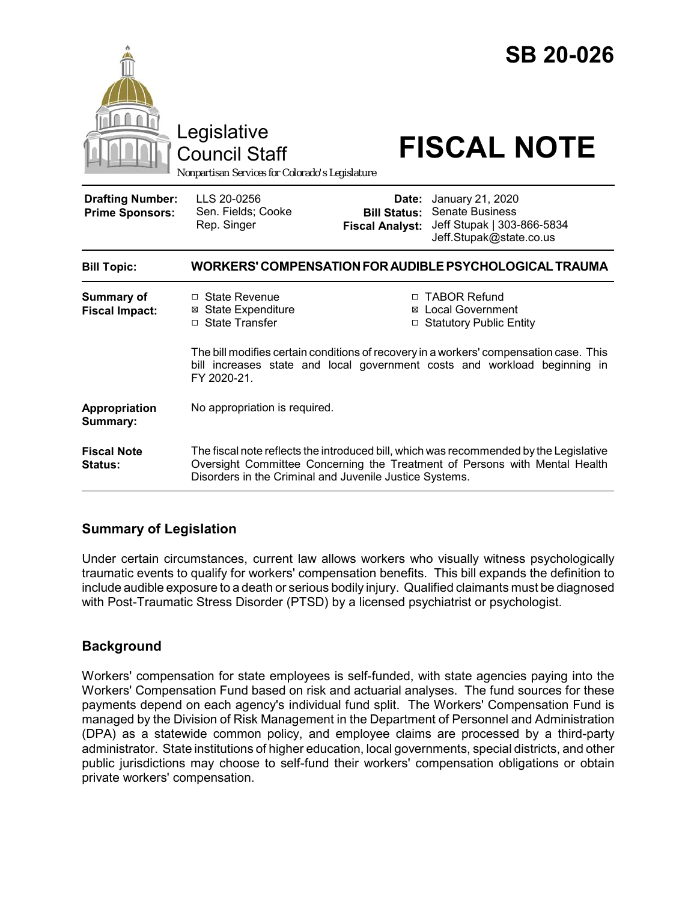# SB 20-026

Legislative Council Staff

*Nonpartisan Services for Colorado's Legislature*

# FISCAL NOTE

| | | | |
|---|---|---|---|
| **Drafting Number:** | LLS 20-0256 | **Date:** | January 21, 2020 |
| **Prime Sponsors:** | Sen. Fields; Cooke<br>Rep. Singer | **Bill Status:** | Senate Business |
| | | **Fiscal Analyst:** | Jeff Stupak \| 303-866-5834<br>Jeff.Stupak@state.co.us |

| | |
|---|---|
| **Bill Topic:** | **WORKERS' COMPENSATION FOR AUDIBLE PSYCHOLOGICAL TRAUMA** |
| **Summary of Fiscal Impact:** | ☐ State Revenue ☒ State Expenditure ☐ State Transfer ☐ TABOR Refund ☒ Local Government ☐ Statutory Public Entity<br><br>The bill modifies certain conditions of recovery in a workers' compensation case. This bill increases state and local government costs and workload beginning in FY 2020-21. |
| **Appropriation Summary:** | No appropriation is required. |
| **Fiscal Note Status:** | The fiscal note reflects the introduced bill, which was recommended by the Legislative Oversight Committee Concerning the Treatment of Persons with Mental Health Disorders in the Criminal and Juvenile Justice Systems. |

## Summary of Legislation

Under certain circumstances, current law allows workers who visually witness psychologically traumatic events to qualify for workers' compensation benefits. This bill expands the definition to include audible exposure to a death or serious bodily injury. Qualified claimants must be diagnosed with Post-Traumatic Stress Disorder (PTSD) by a licensed psychiatrist or psychologist.

## Background

Workers' compensation for state employees is self-funded, with state agencies paying into the Workers' Compensation Fund based on risk and actuarial analyses. The fund sources for these payments depend on each agency's individual fund split. The Workers' Compensation Fund is managed by the Division of Risk Management in the Department of Personnel and Administration (DPA) as a statewide common policy, and employee claims are processed by a third-party administrator. State institutions of higher education, local governments, special districts, and other public jurisdictions may choose to self-fund their workers' compensation obligations or obtain private workers' compensation.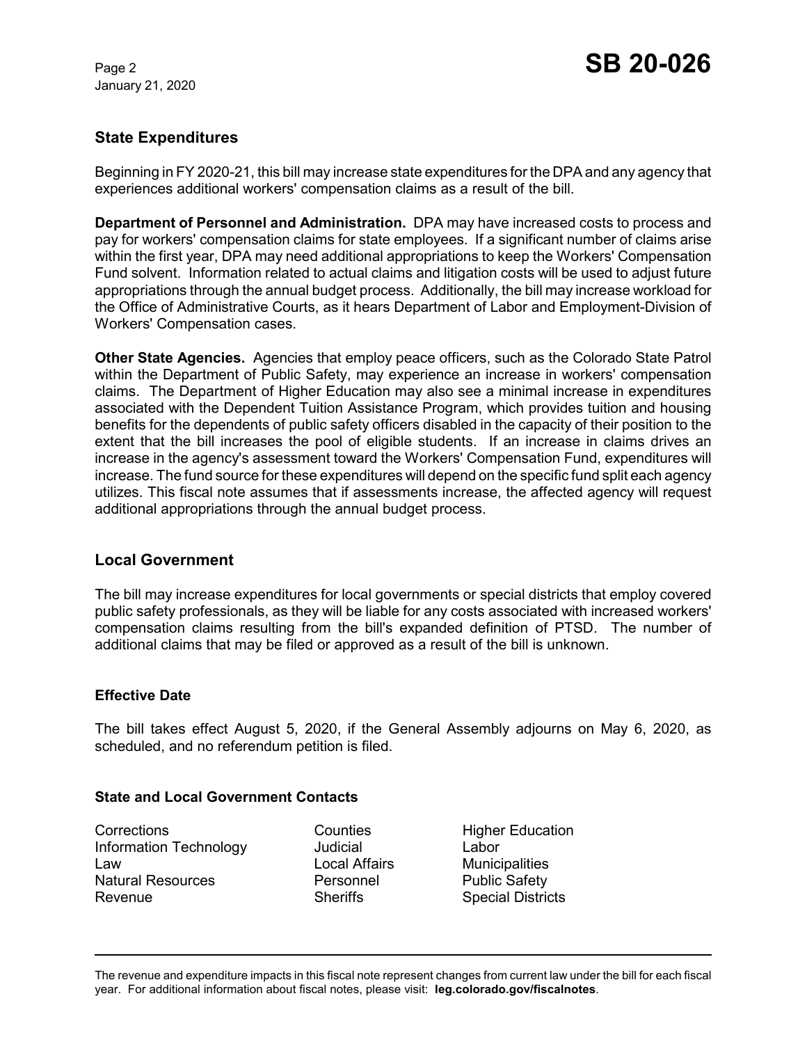## State Expenditures

Beginning in FY 2020-21, this bill may increase state expenditures for the DPA and any agency that experiences additional workers' compensation claims as a result of the bill.

**Department of Personnel and Administration.** DPA may have increased costs to process and pay for workers' compensation claims for state employees. If a significant number of claims arise within the first year, DPA may need additional appropriations to keep the Workers' Compensation Fund solvent. Information related to actual claims and litigation costs will be used to adjust future appropriations through the annual budget process. Additionally, the bill may increase workload for the Office of Administrative Courts, as it hears Department of Labor and Employment-Division of Workers' Compensation cases.

**Other State Agencies.** Agencies that employ peace officers, such as the Colorado State Patrol within the Department of Public Safety, may experience an increase in workers' compensation claims. The Department of Higher Education may also see a minimal increase in expenditures associated with the Dependent Tuition Assistance Program, which provides tuition and housing benefits for the dependents of public safety officers disabled in the capacity of their position to the extent that the bill increases the pool of eligible students. If an increase in claims drives an increase in the agency's assessment toward the Workers' Compensation Fund, expenditures will increase. The fund source for these expenditures will depend on the specific fund split each agency utilizes. This fiscal note assumes that if assessments increase, the affected agency will request additional appropriations through the annual budget process.

## Local Government

The bill may increase expenditures for local governments or special districts that employ covered public safety professionals, as they will be liable for any costs associated with increased workers' compensation claims resulting from the bill's expanded definition of PTSD. The number of additional claims that may be filed or approved as a result of the bill is unknown.

### Effective Date

The bill takes effect August 5, 2020, if the General Assembly adjourns on May 6, 2020, as scheduled, and no referendum petition is filed.

### State and Local Government Contacts

| | | |
|---|---|---|
| Corrections | Counties | Higher Education |
| Information Technology | Judicial | Labor |
| Law | Local Affairs | Municipalities |
| Natural Resources | Personnel | Public Safety |
| Revenue | Sheriffs | Special Districts |

The revenue and expenditure impacts in this fiscal note represent changes from current law under the bill for each fiscal year. For additional information about fiscal notes, please visit: **leg.colorado.gov/fiscalnotes**.